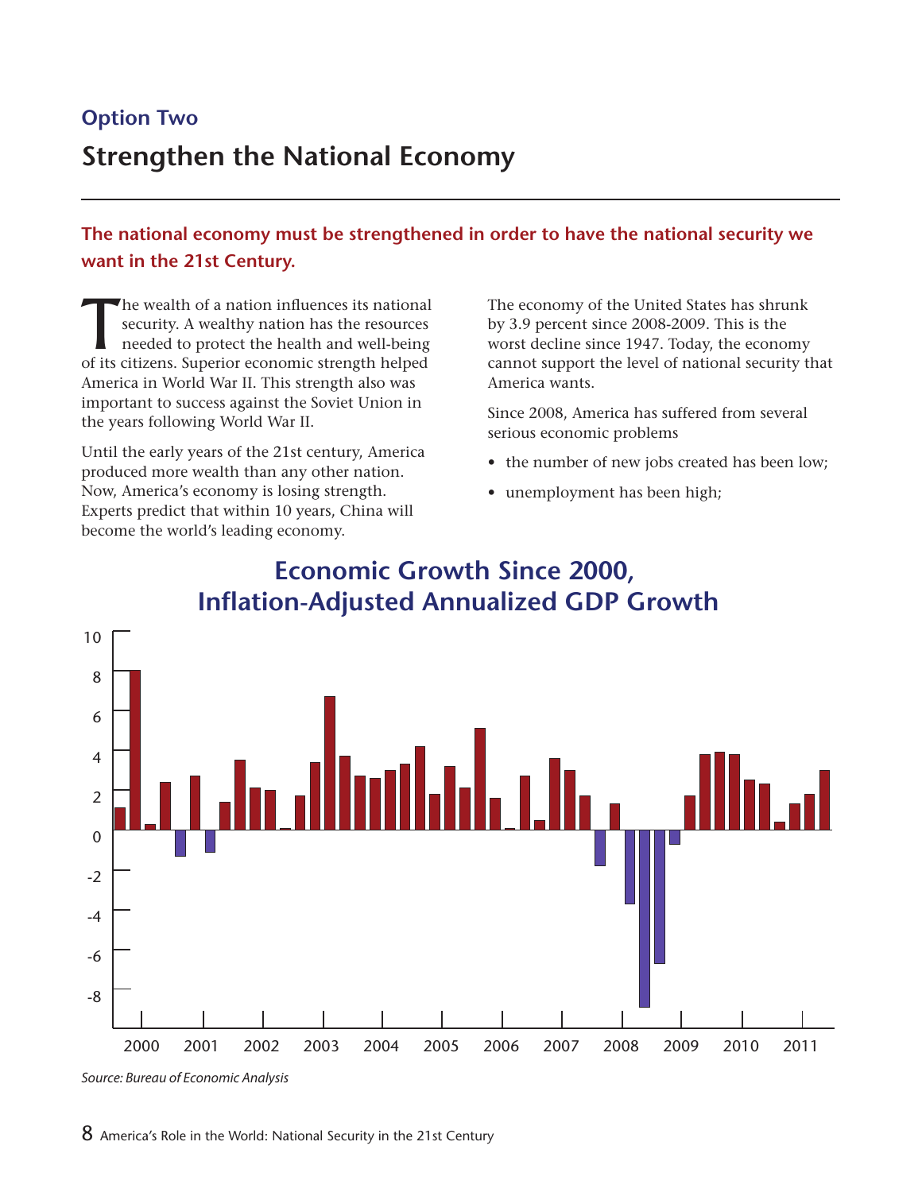### Option Two

# Strengthen the National Economy

**The national economy must be strengthened in order to have the national security we want in the 21st Century.**

The wealth of a nation influences its national security. A wealthy nation has the resources needed to protect the health and well-being of its citizens. Superior economic strength helped America in World War II. This strength also was important to success against the Soviet Union in the years following World War II.

Until the early years of the 21st century, America produced more wealth than any other nation. Now, America's economy is losing strength. Experts predict that within 10 years, China will become the world's leading economy.

The economy of the United States has shrunk by 3.9 percent since 2008-2009. This is the worst decline since 1947. Today, the economy cannot support the level of national security that America wants.

Since 2008, America has suffered from several serious economic problems

- the number of new jobs created has been low;
- unemployment has been high;

## Economic Growth Since 2000, Inflation-Adjusted Annualized GDP Growth

*Source: Bureau of Economic Analysis*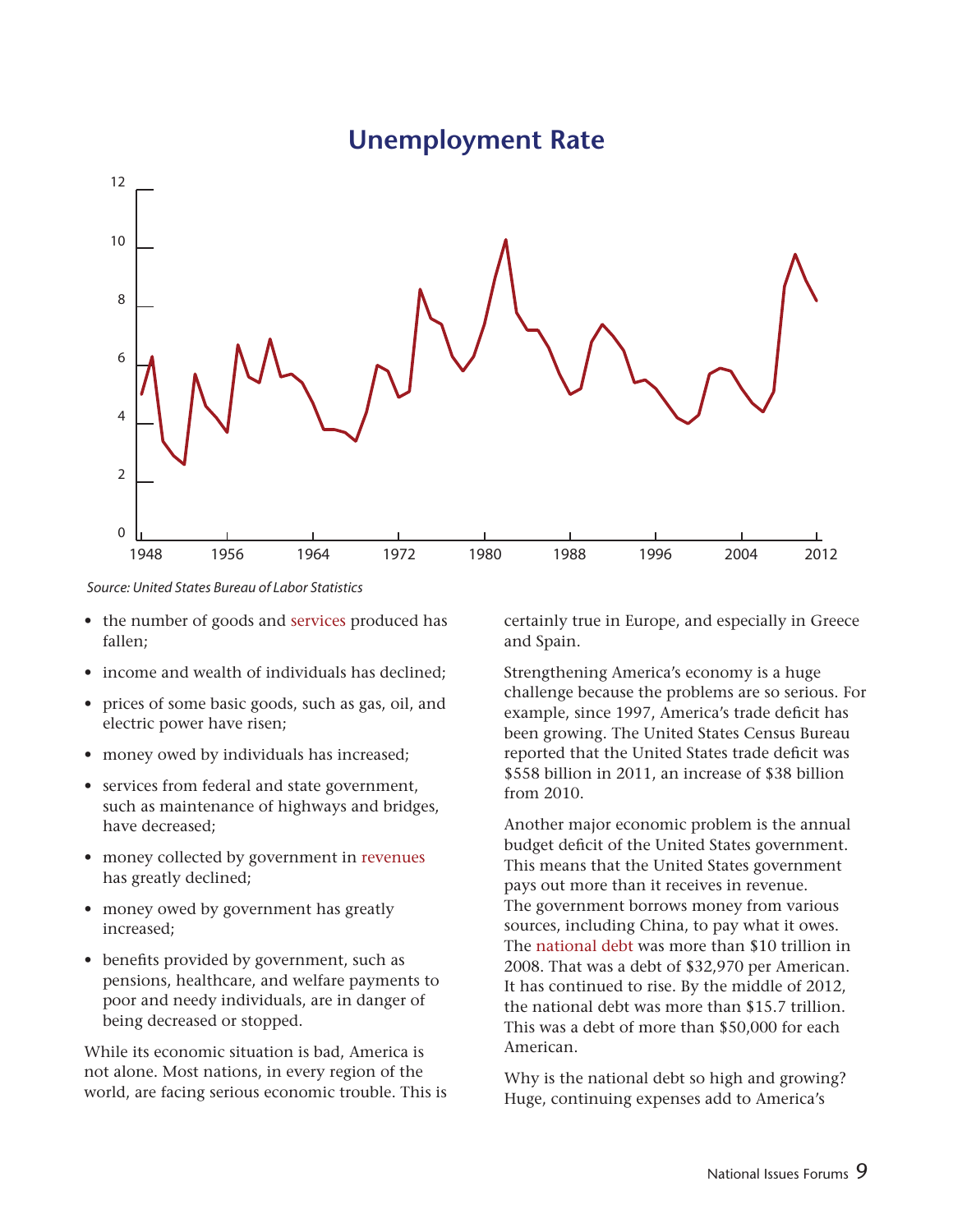## Unemployment Rate

*Source: United States Bureau of Labor Statistics*

- the number of goods and services produced has fallen;
- income and wealth of individuals has declined;
- prices of some basic goods, such as gas, oil, and electric power have risen;
- money owed by individuals has increased;
- services from federal and state government, such as maintenance of highways and bridges, have decreased;
- money collected by government in revenues has greatly declined;
- money owed by government has greatly increased;
- benefits provided by government, such as pensions, healthcare, and welfare payments to poor and needy individuals, are in danger of being decreased or stopped.

While its economic situation is bad, America is not alone. Most nations, in every region of the world, are facing serious economic trouble. This is certainly true in Europe, and especially in Greece and Spain.

Strengthening America's economy is a huge challenge because the problems are so serious. For example, since 1997, America's trade deficit has been growing. The United States Census Bureau reported that the United States trade deficit was $558 billion in 2011, an increase of $38 billion from 2010.

Another major economic problem is the annual budget deficit of the United States government. This means that the United States government pays out more than it receives in revenue. The government borrows money from various sources, including China, to pay what it owes. The national debt was more than $10 trillion in 2008. That was a debt of $32,970 per American. It has continued to rise. By the middle of 2012, the national debt was more than $15.7 trillion. This was a debt of more than $50,000 for each American.

Why is the national debt so high and growing? Huge, continuing expenses add to America's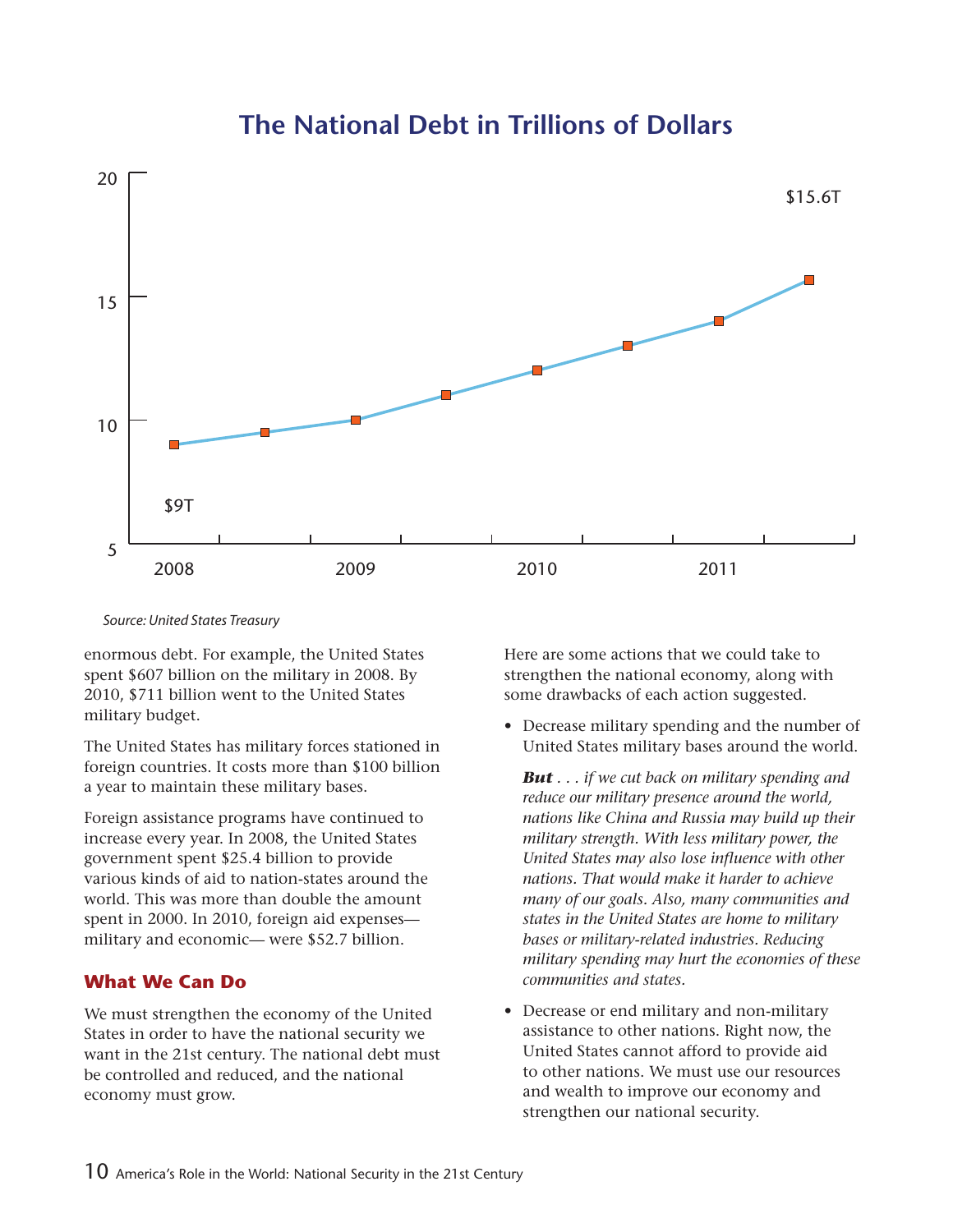## The National Debt in Trillions of Dollars

$9T — $15.6T

2008 2009 2010 2011

*Source: United States Treasury*

enormous debt. For example, the United States spent $607 billion on the military in 2008. By 2010, $711 billion went to the United States military budget.

The United States has military forces stationed in foreign countries. It costs more than $100 billion a year to maintain these military bases.

Foreign assistance programs have continued to increase every year. In 2008, the United States government spent $25.4 billion to provide various kinds of aid to nation-states around the world. This was more than double the amount spent in 2000. In 2010, foreign aid expenses—military and economic— were $52.7 billion.

### What We Can Do

We must strengthen the economy of the United States in order to have the national security we want in the 21st century. The national debt must be controlled and reduced, and the national economy must grow.

Here are some actions that we could take to strengthen the national economy, along with some drawbacks of each action suggested.

- Decrease military spending and the number of United States military bases around the world.

  ***But*** *. . . if we cut back on military spending and reduce our military presence around the world, nations like China and Russia may build up their military strength. With less military power, the United States may also lose influence with other nations. That would make it harder to achieve many of our goals. Also, many communities and states in the United States are home to military bases or military-related industries. Reducing military spending may hurt the economies of these communities and states.*

- Decrease or end military and non-military assistance to other nations. Right now, the United States cannot afford to provide aid to other nations. We must use our resources and wealth to improve our economy and strengthen our national security.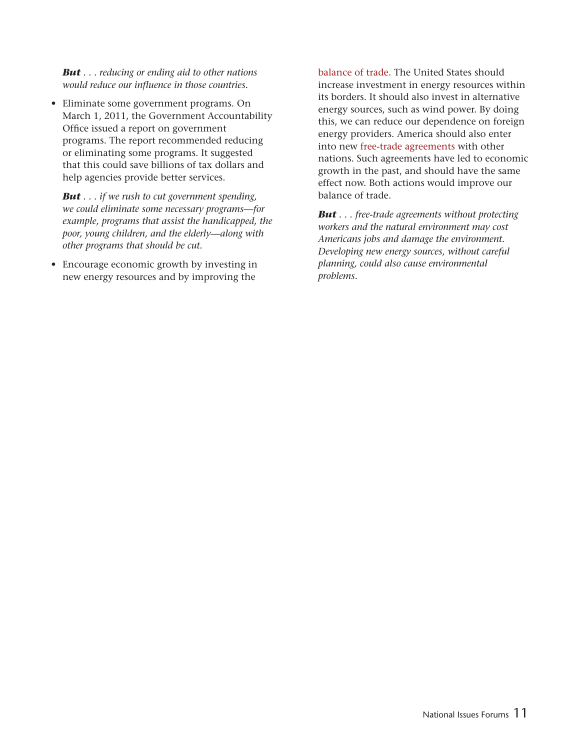***But*** *. . . reducing or ending aid to other nations would reduce our influence in those countries.*

- Eliminate some government programs. On March 1, 2011, the Government Accountability Office issued a report on government programs. The report recommended reducing or eliminating some programs. It suggested that this could save billions of tax dollars and help agencies provide better services.

***But*** *. . . if we rush to cut government spending, we could eliminate some necessary programs—for example, programs that assist the handicapped, the poor, young children, and the elderly—along with other programs that should be cut.*

- Encourage economic growth by investing in new energy resources and by improving the balance of trade. The United States should increase investment in energy resources within its borders. It should also invest in alternative energy sources, such as wind power. By doing this, we can reduce our dependence on foreign energy providers. America should also enter into new free-trade agreements with other nations. Such agreements have led to economic growth in the past, and should have the same effect now. Both actions would improve our balance of trade.

***But*** *. . . free-trade agreements without protecting workers and the natural environment may cost Americans jobs and damage the environment. Developing new energy sources, without careful planning, could also cause environmental problems.*